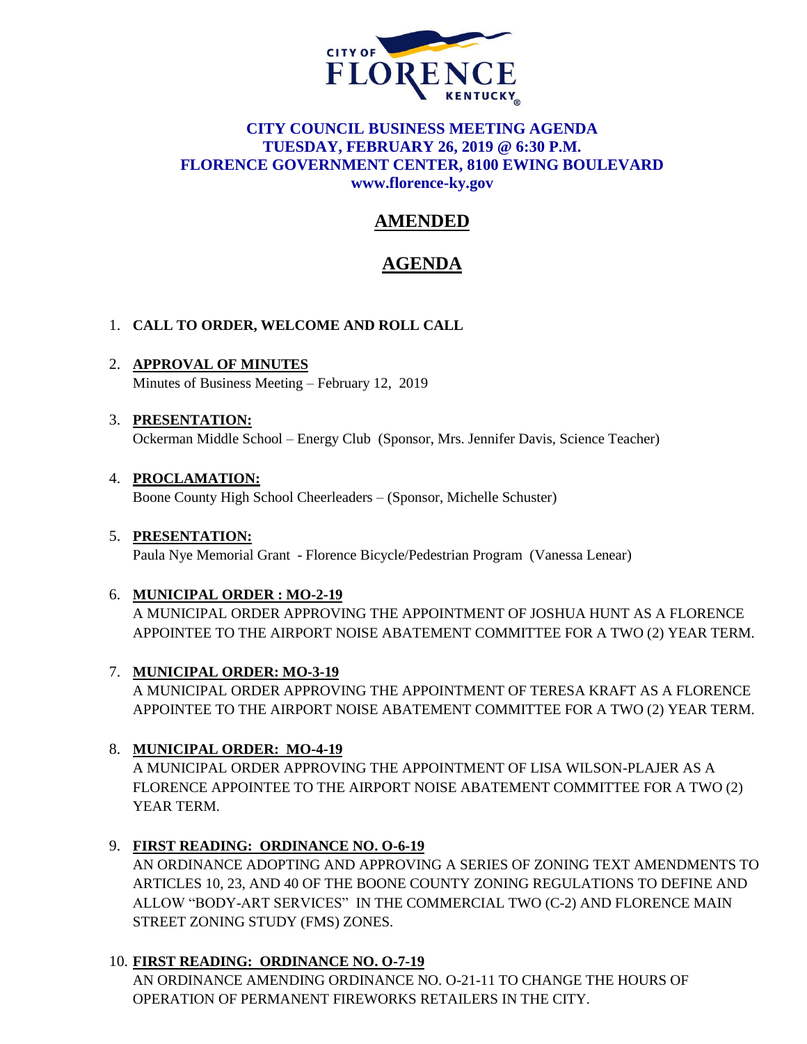CITY OF FLORENCE KENTUCKY

**CITY COUNCIL BUSINESS MEETING AGENDA**
**TUESDAY, FEBRUARY 26, 2019 @ 6:30 P.M.**
**FLORENCE GOVERNMENT CENTER, 8100 EWING BOULEVARD**
**www.florence-ky.gov**

# AMENDED

# AGENDA

1. **CALL TO ORDER, WELCOME AND ROLL CALL**

2. **APPROVAL OF MINUTES**
   Minutes of Business Meeting – February 12, 2019

3. **PRESENTATION:**
   Ockerman Middle School – Energy Club (Sponsor, Mrs. Jennifer Davis, Science Teacher)

4. **PROCLAMATION:**
   Boone County High School Cheerleaders – (Sponsor, Michelle Schuster)

5. **PRESENTATION:**
   Paula Nye Memorial Grant - Florence Bicycle/Pedestrian Program (Vanessa Lenear)

6. **MUNICIPAL ORDER : MO-2-19**
   A MUNICIPAL ORDER APPROVING THE APPOINTMENT OF JOSHUA HUNT AS A FLORENCE APPOINTEE TO THE AIRPORT NOISE ABATEMENT COMMITTEE FOR A TWO (2) YEAR TERM.

7. **MUNICIPAL ORDER: MO-3-19**
   A MUNICIPAL ORDER APPROVING THE APPOINTMENT OF TERESA KRAFT AS A FLORENCE APPOINTEE TO THE AIRPORT NOISE ABATEMENT COMMITTEE FOR A TWO (2) YEAR TERM.

8. **MUNICIPAL ORDER: MO-4-19**
   A MUNICIPAL ORDER APPROVING THE APPOINTMENT OF LISA WILSON-PLAJER AS A FLORENCE APPOINTEE TO THE AIRPORT NOISE ABATEMENT COMMITTEE FOR A TWO (2) YEAR TERM.

9. **FIRST READING: ORDINANCE NO. O-6-19**
   AN ORDINANCE ADOPTING AND APPROVING A SERIES OF ZONING TEXT AMENDMENTS TO ARTICLES 10, 23, AND 40 OF THE BOONE COUNTY ZONING REGULATIONS TO DEFINE AND ALLOW "BODY-ART SERVICES" IN THE COMMERCIAL TWO (C-2) AND FLORENCE MAIN STREET ZONING STUDY (FMS) ZONES.

10. **FIRST READING: ORDINANCE NO. O-7-19**
    AN ORDINANCE AMENDING ORDINANCE NO. O-21-11 TO CHANGE THE HOURS OF OPERATION OF PERMANENT FIREWORKS RETAILERS IN THE CITY.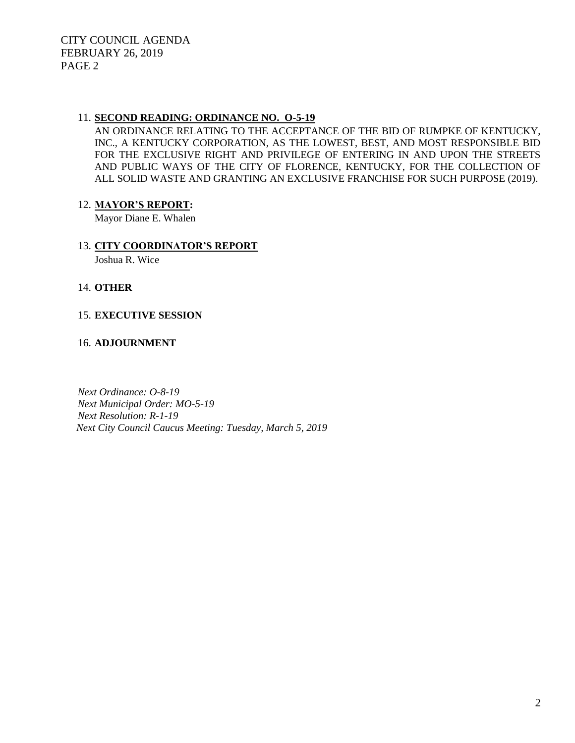11. **SECOND READING: ORDINANCE NO. O-5-19**

    AN ORDINANCE RELATING TO THE ACCEPTANCE OF THE BID OF RUMPKE OF KENTUCKY, INC., A KENTUCKY CORPORATION, AS THE LOWEST, BEST, AND MOST RESPONSIBLE BID FOR THE EXCLUSIVE RIGHT AND PRIVILEGE OF ENTERING IN AND UPON THE STREETS AND PUBLIC WAYS OF THE CITY OF FLORENCE, KENTUCKY, FOR THE COLLECTION OF ALL SOLID WASTE AND GRANTING AN EXCLUSIVE FRANCHISE FOR SUCH PURPOSE (2019).

12. **MAYOR'S REPORT:**

    Mayor Diane E. Whalen

13. **CITY COORDINATOR'S REPORT**

    Joshua R. Wice

14. **OTHER**

15. **EXECUTIVE SESSION**

16. **ADJOURNMENT**

*Next Ordinance: O-8-19*
*Next Municipal Order: MO-5-19*
*Next Resolution: R-1-19*
*Next City Council Caucus Meeting: Tuesday, March 5, 2019*